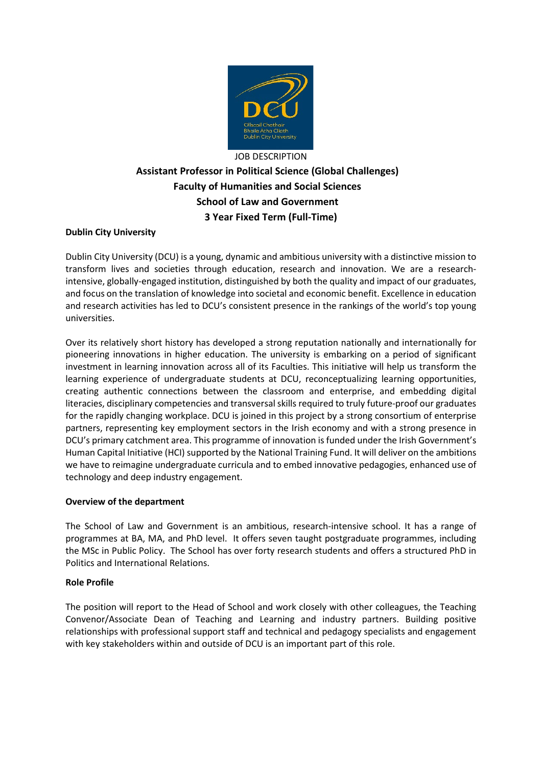JOB DESCRIPTION

# Assistant Professor in Political Science (Global Challenges)
## Faculty of Humanities and Social Sciences
## School of Law and Government
## 3 Year Fixed Term (Full-Time)

**Dublin City University**

Dublin City University (DCU) is a young, dynamic and ambitious university with a distinctive mission to transform lives and societies through education, research and innovation. We are a research-intensive, globally-engaged institution, distinguished by both the quality and impact of our graduates, and focus on the translation of knowledge into societal and economic benefit. Excellence in education and research activities has led to DCU's consistent presence in the rankings of the world's top young universities.

Over its relatively short history has developed a strong reputation nationally and internationally for pioneering innovations in higher education. The university is embarking on a period of significant investment in learning innovation across all of its Faculties. This initiative will help us transform the learning experience of undergraduate students at DCU, reconceptualizing learning opportunities, creating authentic connections between the classroom and enterprise, and embedding digital literacies, disciplinary competencies and transversal skills required to truly future-proof our graduates for the rapidly changing workplace. DCU is joined in this project by a strong consortium of enterprise partners, representing key employment sectors in the Irish economy and with a strong presence in DCU's primary catchment area. This programme of innovation is funded under the Irish Government's Human Capital Initiative (HCI) supported by the National Training Fund. It will deliver on the ambitions we have to reimagine undergraduate curricula and to embed innovative pedagogies, enhanced use of technology and deep industry engagement.

**Overview of the department**

The School of Law and Government is an ambitious, research-intensive school. It has a range of programmes at BA, MA, and PhD level. It offers seven taught postgraduate programmes, including the MSc in Public Policy. The School has over forty research students and offers a structured PhD in Politics and International Relations.

**Role Profile**

The position will report to the Head of School and work closely with other colleagues, the Teaching Convenor/Associate Dean of Teaching and Learning and industry partners. Building positive relationships with professional support staff and technical and pedagogy specialists and engagement with key stakeholders within and outside of DCU is an important part of this role.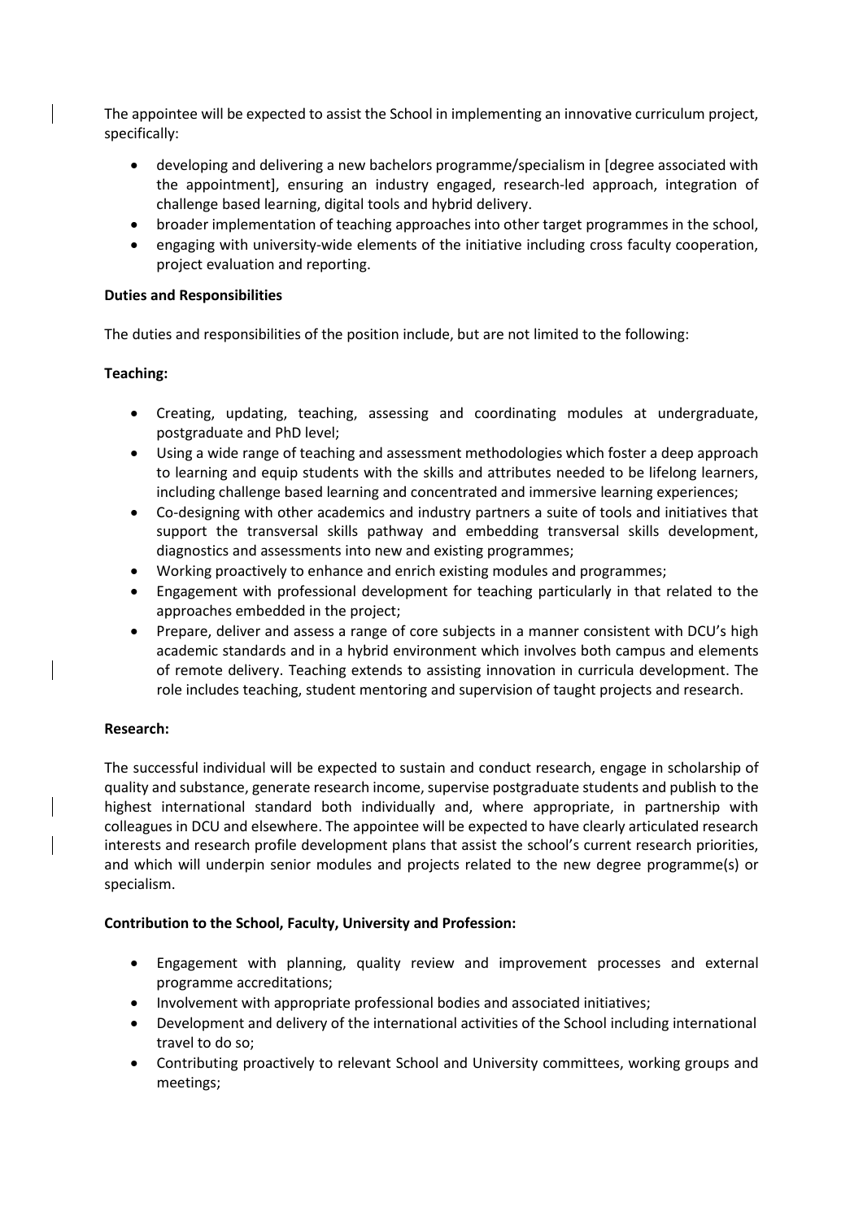The appointee will be expected to assist the School in implementing an innovative curriculum project, specifically:

- developing and delivering a new bachelors programme/specialism in [degree associated with the appointment], ensuring an industry engaged, research-led approach, integration of challenge based learning, digital tools and hybrid delivery.
- broader implementation of teaching approaches into other target programmes in the school,
- engaging with university-wide elements of the initiative including cross faculty cooperation, project evaluation and reporting.

**Duties and Responsibilities**

The duties and responsibilities of the position include, but are not limited to the following:

**Teaching:**

- Creating, updating, teaching, assessing and coordinating modules at undergraduate, postgraduate and PhD level;
- Using a wide range of teaching and assessment methodologies which foster a deep approach to learning and equip students with the skills and attributes needed to be lifelong learners, including challenge based learning and concentrated and immersive learning experiences;
- Co-designing with other academics and industry partners a suite of tools and initiatives that support the transversal skills pathway and embedding transversal skills development, diagnostics and assessments into new and existing programmes;
- Working proactively to enhance and enrich existing modules and programmes;
- Engagement with professional development for teaching particularly in that related to the approaches embedded in the project;
- Prepare, deliver and assess a range of core subjects in a manner consistent with DCU's high academic standards and in a hybrid environment which involves both campus and elements of remote delivery. Teaching extends to assisting innovation in curricula development. The role includes teaching, student mentoring and supervision of taught projects and research.

**Research:**

The successful individual will be expected to sustain and conduct research, engage in scholarship of quality and substance, generate research income, supervise postgraduate students and publish to the highest international standard both individually and, where appropriate, in partnership with colleagues in DCU and elsewhere. The appointee will be expected to have clearly articulated research interests and research profile development plans that assist the school's current research priorities, and which will underpin senior modules and projects related to the new degree programme(s) or specialism.

**Contribution to the School, Faculty, University and Profession:**

- Engagement with planning, quality review and improvement processes and external programme accreditations;
- Involvement with appropriate professional bodies and associated initiatives;
- Development and delivery of the international activities of the School including international travel to do so;
- Contributing proactively to relevant School and University committees, working groups and meetings;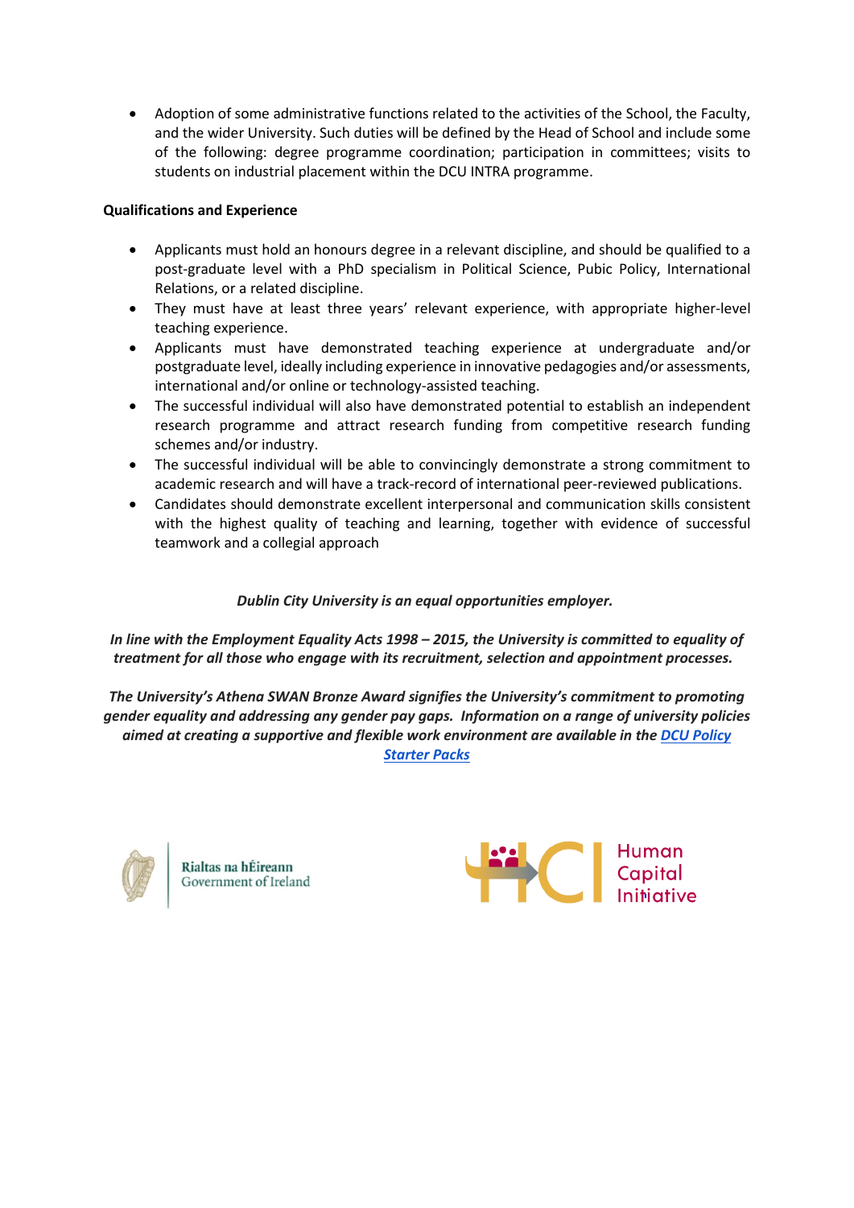- Adoption of some administrative functions related to the activities of the School, the Faculty, and the wider University. Such duties will be defined by the Head of School and include some of the following: degree programme coordination; participation in committees; visits to students on industrial placement within the DCU INTRA programme.

**Qualifications and Experience**

- Applicants must hold an honours degree in a relevant discipline, and should be qualified to a post-graduate level with a PhD specialism in Political Science, Pubic Policy, International Relations, or a related discipline.
- They must have at least three years' relevant experience, with appropriate higher-level teaching experience.
- Applicants must have demonstrated teaching experience at undergraduate and/or postgraduate level, ideally including experience in innovative pedagogies and/or assessments, international and/or online or technology-assisted teaching.
- The successful individual will also have demonstrated potential to establish an independent research programme and attract research funding from competitive research funding schemes and/or industry.
- The successful individual will be able to convincingly demonstrate a strong commitment to academic research and will have a track-record of international peer-reviewed publications.
- Candidates should demonstrate excellent interpersonal and communication skills consistent with the highest quality of teaching and learning, together with evidence of successful teamwork and a collegial approach

***Dublin City University is an equal opportunities employer.***

***In line with the Employment Equality Acts 1998 – 2015, the University is committed to equality of treatment for all those who engage with its recruitment, selection and appointment processes.***

***The University's Athena SWAN Bronze Award signifies the University's commitment to promoting gender equality and addressing any gender pay gaps. Information on a range of university policies aimed at creating a supportive and flexible work environment are available in the DCU Policy Starter Packs***

Rialtas na hÉireann
Government of Ireland

Human Capital Initiative